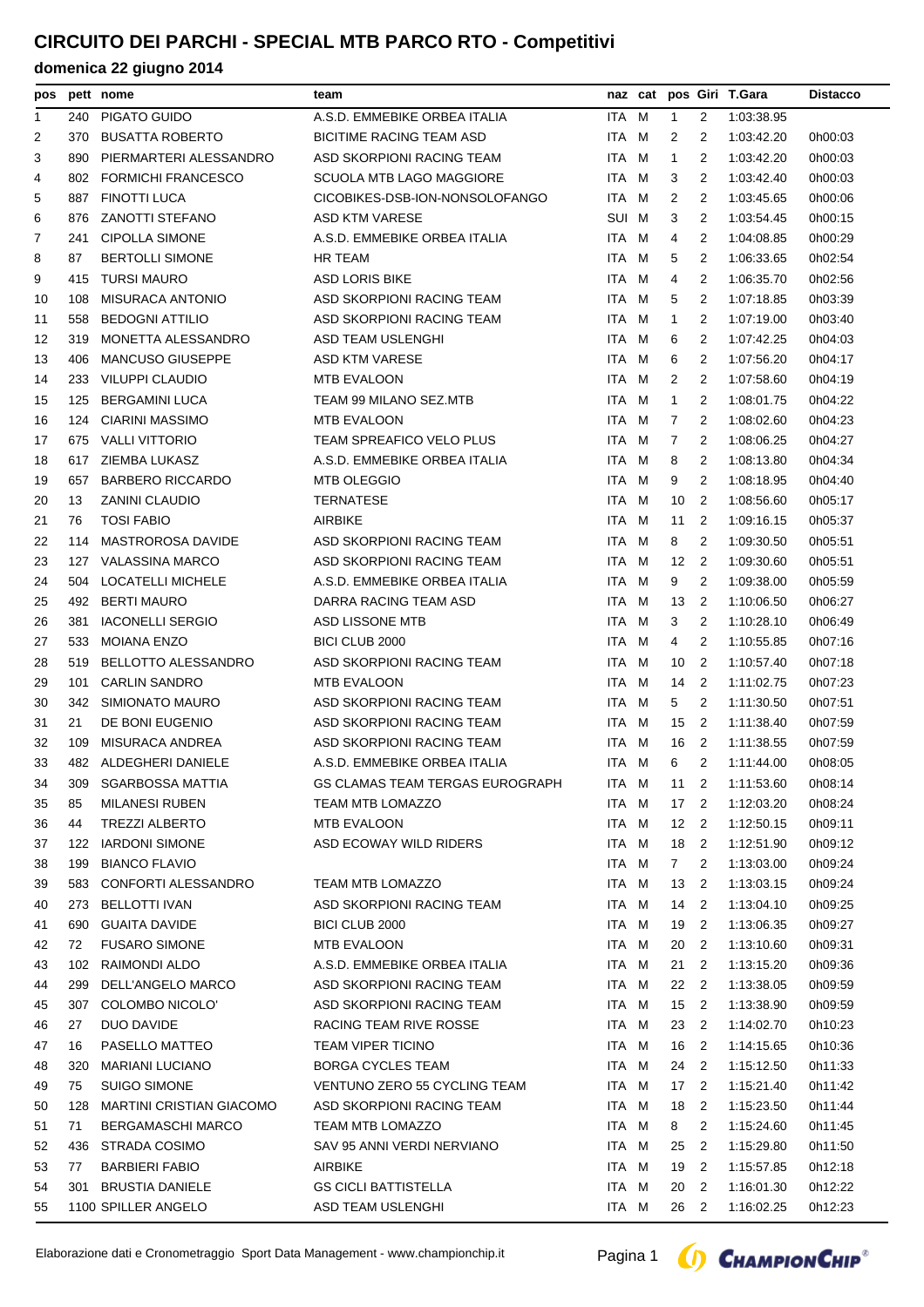# CIRCUITO DEI PARCHI - SPECIAL MTB PARCO RTO - Competitivi

## domenica 22 giugno 2014

| pos | pett | nome | team | naz | cat | pos | Giri | T.Gara | Distacco |
|---|---|---|---|---|---|---|---|---|---|
| 1 | 240 | PIGATO GUIDO | A.S.D. EMMEBIKE ORBEA ITALIA | ITA | M | 1 | 2 | 1:03:38.95 | |
| 2 | 370 | BUSATTA ROBERTO | BICITIME RACING TEAM ASD | ITA | M | 2 | 2 | 1:03:42.20 | 0h00:03 |
| 3 | 890 | PIERMARTERI ALESSANDRO | ASD SKORPIONI RACING TEAM | ITA | M | 1 | 2 | 1:03:42.20 | 0h00:03 |
| 4 | 802 | FORMICHI FRANCESCO | SCUOLA MTB LAGO MAGGIORE | ITA | M | 3 | 2 | 1:03:42.40 | 0h00:03 |
| 5 | 887 | FINOTTI LUCA | CICOBIKES-DSB-ION-NONSOLOFANGO | ITA | M | 2 | 2 | 1:03:45.65 | 0h00:06 |
| 6 | 876 | ZANOTTI STEFANO | ASD KTM VARESE | SUI | M | 3 | 2 | 1:03:54.45 | 0h00:15 |
| 7 | 241 | CIPOLLA SIMONE | A.S.D. EMMEBIKE ORBEA ITALIA | ITA | M | 4 | 2 | 1:04:08.85 | 0h00:29 |
| 8 | 87 | BERTOLLI SIMONE | HR TEAM | ITA | M | 5 | 2 | 1:06:33.65 | 0h02:54 |
| 9 | 415 | TURSI MAURO | ASD LORIS BIKE | ITA | M | 4 | 2 | 1:06:35.70 | 0h02:56 |
| 10 | 108 | MISURACA ANTONIO | ASD SKORPIONI RACING TEAM | ITA | M | 5 | 2 | 1:07:18.85 | 0h03:39 |
| 11 | 558 | BEDOGNI ATTILIO | ASD SKORPIONI RACING TEAM | ITA | M | 1 | 2 | 1:07:19.00 | 0h03:40 |
| 12 | 319 | MONETTA ALESSANDRO | ASD TEAM USLENGHI | ITA | M | 6 | 2 | 1:07:42.25 | 0h04:03 |
| 13 | 406 | MANCUSO GIUSEPPE | ASD KTM VARESE | ITA | M | 6 | 2 | 1:07:56.20 | 0h04:17 |
| 14 | 233 | VILUPPI CLAUDIO | MTB EVALOON | ITA | M | 2 | 2 | 1:07:58.60 | 0h04:19 |
| 15 | 125 | BERGAMINI LUCA | TEAM 99 MILANO SEZ.MTB | ITA | M | 1 | 2 | 1:08:01.75 | 0h04:22 |
| 16 | 124 | CIARINI MASSIMO | MTB EVALOON | ITA | M | 7 | 2 | 1:08:02.60 | 0h04:23 |
| 17 | 675 | VALLI VITTORIO | TEAM SPREAFICO VELO PLUS | ITA | M | 7 | 2 | 1:08:06.25 | 0h04:27 |
| 18 | 617 | ZIEMBA LUKASZ | A.S.D. EMMEBIKE ORBEA ITALIA | ITA | M | 8 | 2 | 1:08:13.80 | 0h04:34 |
| 19 | 657 | BARBERO RICCARDO | MTB OLEGGIO | ITA | M | 9 | 2 | 1:08:18.95 | 0h04:40 |
| 20 | 13 | ZANINI CLAUDIO | TERNATESE | ITA | M | 10 | 2 | 1:08:56.60 | 0h05:17 |
| 21 | 76 | TOSI FABIO | AIRBIKE | ITA | M | 11 | 2 | 1:09:16.15 | 0h05:37 |
| 22 | 114 | MASTROROSA DAVIDE | ASD SKORPIONI RACING TEAM | ITA | M | 8 | 2 | 1:09:30.50 | 0h05:51 |
| 23 | 127 | VALASSINA MARCO | ASD SKORPIONI RACING TEAM | ITA | M | 12 | 2 | 1:09:30.60 | 0h05:51 |
| 24 | 504 | LOCATELLI MICHELE | A.S.D. EMMEBIKE ORBEA ITALIA | ITA | M | 9 | 2 | 1:09:38.00 | 0h05:59 |
| 25 | 492 | BERTI MAURO | DARRA RACING TEAM ASD | ITA | M | 13 | 2 | 1:10:06.50 | 0h06:27 |
| 26 | 381 | IACONELLI SERGIO | ASD LISSONE MTB | ITA | M | 3 | 2 | 1:10:28.10 | 0h06:49 |
| 27 | 533 | MOIANA ENZO | BICI CLUB 2000 | ITA | M | 4 | 2 | 1:10:55.85 | 0h07:16 |
| 28 | 519 | BELLOTTO ALESSANDRO | ASD SKORPIONI RACING TEAM | ITA | M | 10 | 2 | 1:10:57.40 | 0h07:18 |
| 29 | 101 | CARLIN SANDRO | MTB EVALOON | ITA | M | 14 | 2 | 1:11:02.75 | 0h07:23 |
| 30 | 342 | SIMIONATO MAURO | ASD SKORPIONI RACING TEAM | ITA | M | 5 | 2 | 1:11:30.50 | 0h07:51 |
| 31 | 21 | DE BONI EUGENIO | ASD SKORPIONI RACING TEAM | ITA | M | 15 | 2 | 1:11:38.40 | 0h07:59 |
| 32 | 109 | MISURACA ANDREA | ASD SKORPIONI RACING TEAM | ITA | M | 16 | 2 | 1:11:38.55 | 0h07:59 |
| 33 | 482 | ALDEGHERI DANIELE | A.S.D. EMMEBIKE ORBEA ITALIA | ITA | M | 6 | 2 | 1:11:44.00 | 0h08:05 |
| 34 | 309 | SGARBOSSA MATTIA | GS CLAMAS TEAM TERGAS EUROGRAPH | ITA | M | 11 | 2 | 1:11:53.60 | 0h08:14 |
| 35 | 85 | MILANESI RUBEN | TEAM MTB LOMAZZO | ITA | M | 17 | 2 | 1:12:03.20 | 0h08:24 |
| 36 | 44 | TREZZI ALBERTO | MTB EVALOON | ITA | M | 12 | 2 | 1:12:50.15 | 0h09:11 |
| 37 | 122 | IARDONI SIMONE | ASD ECOWAY WILD RIDERS | ITA | M | 18 | 2 | 1:12:51.90 | 0h09:12 |
| 38 | 199 | BIANCO FLAVIO | | ITA | M | 7 | 2 | 1:13:03.00 | 0h09:24 |
| 39 | 583 | CONFORTI ALESSANDRO | TEAM MTB LOMAZZO | ITA | M | 13 | 2 | 1:13:03.15 | 0h09:24 |
| 40 | 273 | BELLOTTI IVAN | ASD SKORPIONI RACING TEAM | ITA | M | 14 | 2 | 1:13:04.10 | 0h09:25 |
| 41 | 690 | GUAITA DAVIDE | BICI CLUB 2000 | ITA | M | 19 | 2 | 1:13:06.35 | 0h09:27 |
| 42 | 72 | FUSARO SIMONE | MTB EVALOON | ITA | M | 20 | 2 | 1:13:10.60 | 0h09:31 |
| 43 | 102 | RAIMONDI ALDO | A.S.D. EMMEBIKE ORBEA ITALIA | ITA | M | 21 | 2 | 1:13:15.20 | 0h09:36 |
| 44 | 299 | DELL'ANGELO MARCO | ASD SKORPIONI RACING TEAM | ITA | M | 22 | 2 | 1:13:38.05 | 0h09:59 |
| 45 | 307 | COLOMBO NICOLO' | ASD SKORPIONI RACING TEAM | ITA | M | 15 | 2 | 1:13:38.90 | 0h09:59 |
| 46 | 27 | DUO DAVIDE | RACING TEAM RIVE ROSSE | ITA | M | 23 | 2 | 1:14:02.70 | 0h10:23 |
| 47 | 16 | PASELLO MATTEO | TEAM VIPER TICINO | ITA | M | 16 | 2 | 1:14:15.65 | 0h10:36 |
| 48 | 320 | MARIANI LUCIANO | BORGA CYCLES TEAM | ITA | M | 24 | 2 | 1:15:12.50 | 0h11:33 |
| 49 | 75 | SUIGO SIMONE | VENTUNO ZERO 55 CYCLING TEAM | ITA | M | 17 | 2 | 1:15:21.40 | 0h11:42 |
| 50 | 128 | MARTINI CRISTIAN GIACOMO | ASD SKORPIONI RACING TEAM | ITA | M | 18 | 2 | 1:15:23.50 | 0h11:44 |
| 51 | 71 | BERGAMASCHI MARCO | TEAM MTB LOMAZZO | ITA | M | 8 | 2 | 1:15:24.60 | 0h11:45 |
| 52 | 436 | STRADA COSIMO | SAV 95 ANNI VERDI NERVIANO | ITA | M | 25 | 2 | 1:15:29.80 | 0h11:50 |
| 53 | 77 | BARBIERI FABIO | AIRBIKE | ITA | M | 19 | 2 | 1:15:57.85 | 0h12:18 |
| 54 | 301 | BRUSTIA DANIELE | GS CICLI BATTISTELLA | ITA | M | 20 | 2 | 1:16:01.30 | 0h12:22 |
| 55 | 1100 | SPILLER ANGELO | ASD TEAM USLENGHI | ITA | M | 26 | 2 | 1:16:02.25 | 0h12:23 |

Elaborazione dati e Cronometraggio Sport Data Management - www.championchip.it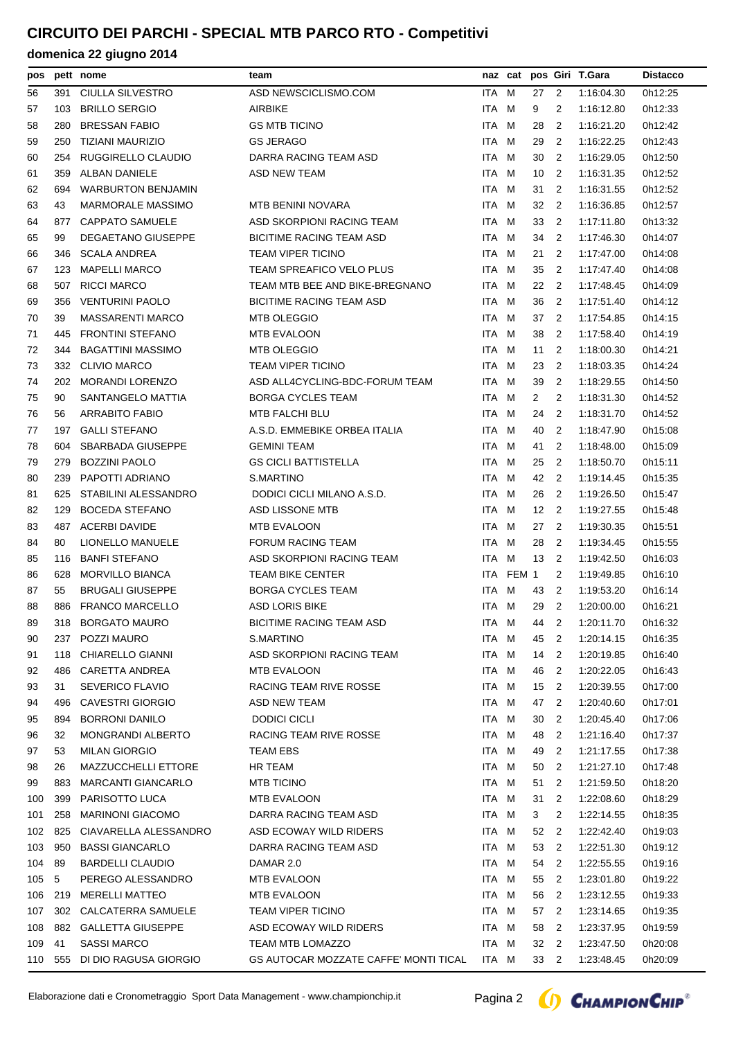# CIRCUITO DEI PARCHI - SPECIAL MTB PARCO RTO - Competitivi

## domenica 22 giugno 2014

| pos | pett | nome | team | naz | cat | pos | Giri | T.Gara | Distacco |
|---|---|---|---|---|---|---|---|---|---|
| 56 | 391 | CIULLA SILVESTRO | ASD NEWSCICLISMO.COM | ITA | M | 27 | 2 | 1:16:04.30 | 0h12:25 |
| 57 | 103 | BRILLO SERGIO | AIRBIKE | ITA | M | 9 | 2 | 1:16:12.80 | 0h12:33 |
| 58 | 280 | BRESSAN FABIO | GS MTB TICINO | ITA | M | 28 | 2 | 1:16:21.20 | 0h12:42 |
| 59 | 250 | TIZIANI MAURIZIO | GS JERAGO | ITA | M | 29 | 2 | 1:16:22.25 | 0h12:43 |
| 60 | 254 | RUGGIRELLO CLAUDIO | DARRA RACING TEAM ASD | ITA | M | 30 | 2 | 1:16:29.05 | 0h12:50 |
| 61 | 359 | ALBAN DANIELE | ASD NEW TEAM | ITA | M | 10 | 2 | 1:16:31.35 | 0h12:52 |
| 62 | 694 | WARBURTON BENJAMIN | | ITA | M | 31 | 2 | 1:16:31.55 | 0h12:52 |
| 63 | 43 | MARMORALE MASSIMO | MTB BENINI NOVARA | ITA | M | 32 | 2 | 1:16:36.85 | 0h12:57 |
| 64 | 877 | CAPPATO SAMUELE | ASD SKORPIONI RACING TEAM | ITA | M | 33 | 2 | 1:17:11.80 | 0h13:32 |
| 65 | 99 | DEGAETANO GIUSEPPE | BICITIME RACING TEAM ASD | ITA | M | 34 | 2 | 1:17:46.30 | 0h14:07 |
| 66 | 346 | SCALA ANDREA | TEAM VIPER TICINO | ITA | M | 21 | 2 | 1:17:47.00 | 0h14:08 |
| 67 | 123 | MAPELLI MARCO | TEAM SPREAFICO VELO PLUS | ITA | M | 35 | 2 | 1:17:47.40 | 0h14:08 |
| 68 | 507 | RICCI MARCO | TEAM MTB BEE AND BIKE-BREGNANO | ITA | M | 22 | 2 | 1:17:48.45 | 0h14:09 |
| 69 | 356 | VENTURINI PAOLO | BICITIME RACING TEAM ASD | ITA | M | 36 | 2 | 1:17:51.40 | 0h14:12 |
| 70 | 39 | MASSARENTI MARCO | MTB OLEGGIO | ITA | M | 37 | 2 | 1:17:54.85 | 0h14:15 |
| 71 | 445 | FRONTINI STEFANO | MTB EVALOON | ITA | M | 38 | 2 | 1:17:58.40 | 0h14:19 |
| 72 | 344 | BAGATTINI MASSIMO | MTB OLEGGIO | ITA | M | 11 | 2 | 1:18:00.30 | 0h14:21 |
| 73 | 332 | CLIVIO MARCO | TEAM VIPER TICINO | ITA | M | 23 | 2 | 1:18:03.35 | 0h14:24 |
| 74 | 202 | MORANDI LORENZO | ASD ALL4CYCLING-BDC-FORUM TEAM | ITA | M | 39 | 2 | 1:18:29.55 | 0h14:50 |
| 75 | 90 | SANTANGELO MATTIA | BORGA CYCLES TEAM | ITA | M | 2 | 2 | 1:18:31.30 | 0h14:52 |
| 76 | 56 | ARRABITO FABIO | MTB FALCHI BLU | ITA | M | 24 | 2 | 1:18:31.70 | 0h14:52 |
| 77 | 197 | GALLI STEFANO | A.S.D. EMMEBIKE ORBEA ITALIA | ITA | M | 40 | 2 | 1:18:47.90 | 0h15:08 |
| 78 | 604 | SBARBADA GIUSEPPE | GEMINI TEAM | ITA | M | 41 | 2 | 1:18:48.00 | 0h15:09 |
| 79 | 279 | BOZZINI PAOLO | GS CICLI BATTISTELLA | ITA | M | 25 | 2 | 1:18:50.70 | 0h15:11 |
| 80 | 239 | PAPOTTI ADRIANO | S.MARTINO | ITA | M | 42 | 2 | 1:19:14.45 | 0h15:35 |
| 81 | 625 | STABILINI ALESSANDRO | DODICI CICLI MILANO A.S.D. | ITA | M | 26 | 2 | 1:19:26.50 | 0h15:47 |
| 82 | 129 | BOCEDA STEFANO | ASD LISSONE MTB | ITA | M | 12 | 2 | 1:19:27.55 | 0h15:48 |
| 83 | 487 | ACERBI DAVIDE | MTB EVALOON | ITA | M | 27 | 2 | 1:19:30.35 | 0h15:51 |
| 84 | 80 | LIONELLO MANUELE | FORUM RACING TEAM | ITA | M | 28 | 2 | 1:19:34.45 | 0h15:55 |
| 85 | 116 | BANFI STEFANO | ASD SKORPIONI RACING TEAM | ITA | M | 13 | 2 | 1:19:42.50 | 0h16:03 |
| 86 | 628 | MORVILLO BIANCA | TEAM BIKE CENTER | ITA | FEM | 1 | 2 | 1:19:49.85 | 0h16:10 |
| 87 | 55 | BRUGALI GIUSEPPE | BORGA CYCLES TEAM | ITA | M | 43 | 2 | 1:19:53.20 | 0h16:14 |
| 88 | 886 | FRANCO MARCELLO | ASD LORIS BIKE | ITA | M | 29 | 2 | 1:20:00.00 | 0h16:21 |
| 89 | 318 | BORGATO MAURO | BICITIME RACING TEAM ASD | ITA | M | 44 | 2 | 1:20:11.70 | 0h16:32 |
| 90 | 237 | POZZI MAURO | S.MARTINO | ITA | M | 45 | 2 | 1:20:14.15 | 0h16:35 |
| 91 | 118 | CHIARELLO GIANNI | ASD SKORPIONI RACING TEAM | ITA | M | 14 | 2 | 1:20:19.85 | 0h16:40 |
| 92 | 486 | CARETTA ANDREA | MTB EVALOON | ITA | M | 46 | 2 | 1:20:22.05 | 0h16:43 |
| 93 | 31 | SEVERICO FLAVIO | RACING TEAM RIVE ROSSE | ITA | M | 15 | 2 | 1:20:39.55 | 0h17:00 |
| 94 | 496 | CAVESTRI GIORGIO | ASD NEW TEAM | ITA | M | 47 | 2 | 1:20:40.60 | 0h17:01 |
| 95 | 894 | BORRONI DANILO | DODICI CICLI | ITA | M | 30 | 2 | 1:20:45.40 | 0h17:06 |
| 96 | 32 | MONGRANDI ALBERTO | RACING TEAM RIVE ROSSE | ITA | M | 48 | 2 | 1:21:16.40 | 0h17:37 |
| 97 | 53 | MILAN GIORGIO | TEAM EBS | ITA | M | 49 | 2 | 1:21:17.55 | 0h17:38 |
| 98 | 26 | MAZZUCCHELLI ETTORE | HR TEAM | ITA | M | 50 | 2 | 1:21:27.10 | 0h17:48 |
| 99 | 883 | MARCANTI GIANCARLO | MTB TICINO | ITA | M | 51 | 2 | 1:21:59.50 | 0h18:20 |
| 100 | 399 | PARISOTTO LUCA | MTB EVALOON | ITA | M | 31 | 2 | 1:22:08.60 | 0h18:29 |
| 101 | 258 | MARINONI GIACOMO | DARRA RACING TEAM ASD | ITA | M | 3 | 2 | 1:22:14.55 | 0h18:35 |
| 102 | 825 | CIAVARELLA ALESSANDRO | ASD ECOWAY WILD RIDERS | ITA | M | 52 | 2 | 1:22:42.40 | 0h19:03 |
| 103 | 950 | BASSI GIANCARLO | DARRA RACING TEAM ASD | ITA | M | 53 | 2 | 1:22:51.30 | 0h19:12 |
| 104 | 89 | BARDELLI CLAUDIO | DAMAR 2.0 | ITA | M | 54 | 2 | 1:22:55.55 | 0h19:16 |
| 105 | 5 | PEREGO ALESSANDRO | MTB EVALOON | ITA | M | 55 | 2 | 1:23:01.80 | 0h19:22 |
| 106 | 219 | MERELLI MATTEO | MTB EVALOON | ITA | M | 56 | 2 | 1:23:12.55 | 0h19:33 |
| 107 | 302 | CALCATERRA SAMUELE | TEAM VIPER TICINO | ITA | M | 57 | 2 | 1:23:14.65 | 0h19:35 |
| 108 | 882 | GALLETTA GIUSEPPE | ASD ECOWAY WILD RIDERS | ITA | M | 58 | 2 | 1:23:37.95 | 0h19:59 |
| 109 | 41 | SASSI MARCO | TEAM MTB LOMAZZO | ITA | M | 32 | 2 | 1:23:47.50 | 0h20:08 |
| 110 | 555 | DI DIO RAGUSA GIORGIO | GS AUTOCAR MOZZATE CAFFE' MONTI TICAL | ITA | M | 33 | 2 | 1:23:48.45 | 0h20:09 |

Elaborazione dati e Cronometraggio Sport Data Management - www.championchip.it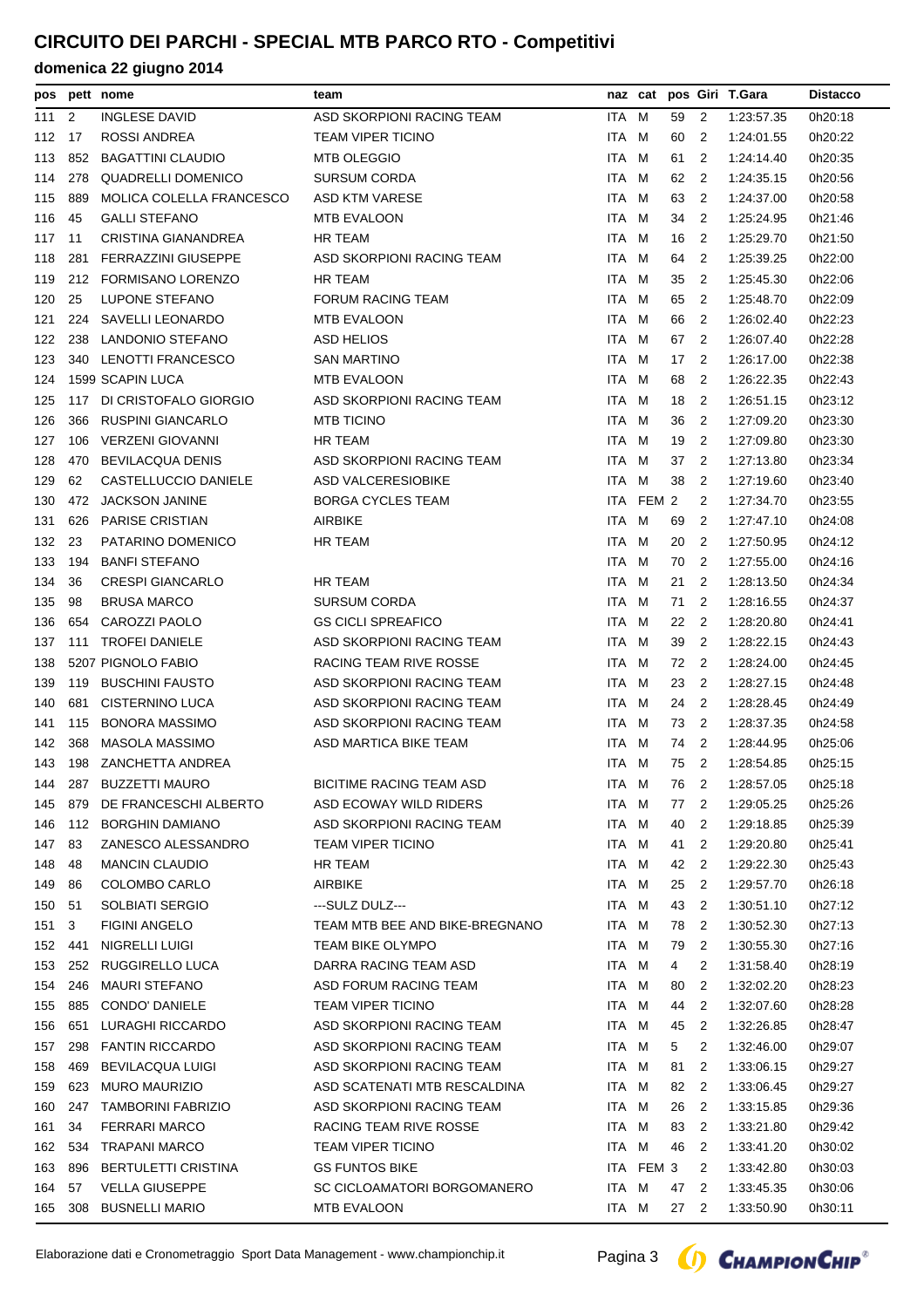# CIRCUITO DEI PARCHI - SPECIAL MTB PARCO RTO - Competitivi

## domenica 22 giugno 2014

| pos | pett | nome | team | naz | cat | pos | Giri | T.Gara | Distacco |
|---|---|---|---|---|---|---|---|---|---|
| 111 | 2 | INGLESE DAVID | ASD SKORPIONI RACING TEAM | ITA | M | 59 | 2 | 1:23:57.35 | 0h20:18 |
| 112 | 17 | ROSSI ANDREA | TEAM VIPER TICINO | ITA | M | 60 | 2 | 1:24:01.55 | 0h20:22 |
| 113 | 852 | BAGATTINI CLAUDIO | MTB OLEGGIO | ITA | M | 61 | 2 | 1:24:14.40 | 0h20:35 |
| 114 | 278 | QUADRELLI DOMENICO | SURSUM CORDA | ITA | M | 62 | 2 | 1:24:35.15 | 0h20:56 |
| 115 | 889 | MOLICA COLELLA FRANCESCO | ASD KTM VARESE | ITA | M | 63 | 2 | 1:24:37.00 | 0h20:58 |
| 116 | 45 | GALLI STEFANO | MTB EVALOON | ITA | M | 34 | 2 | 1:25:24.95 | 0h21:46 |
| 117 | 11 | CRISTINA GIANANDREA | HR TEAM | ITA | M | 16 | 2 | 1:25:29.70 | 0h21:50 |
| 118 | 281 | FERRAZZINI GIUSEPPE | ASD SKORPIONI RACING TEAM | ITA | M | 64 | 2 | 1:25:39.25 | 0h22:00 |
| 119 | 212 | FORMISANO LORENZO | HR TEAM | ITA | M | 35 | 2 | 1:25:45.30 | 0h22:06 |
| 120 | 25 | LUPONE STEFANO | FORUM RACING TEAM | ITA | M | 65 | 2 | 1:25:48.70 | 0h22:09 |
| 121 | 224 | SAVELLI LEONARDO | MTB EVALOON | ITA | M | 66 | 2 | 1:26:02.40 | 0h22:23 |
| 122 | 238 | LANDONIO STEFANO | ASD HELIOS | ITA | M | 67 | 2 | 1:26:07.40 | 0h22:28 |
| 123 | 340 | LENOTTI FRANCESCO | SAN MARTINO | ITA | M | 17 | 2 | 1:26:17.00 | 0h22:38 |
| 124 | 1599 | SCAPIN LUCA | MTB EVALOON | ITA | M | 68 | 2 | 1:26:22.35 | 0h22:43 |
| 125 | 117 | DI CRISTOFALO GIORGIO | ASD SKORPIONI RACING TEAM | ITA | M | 18 | 2 | 1:26:51.15 | 0h23:12 |
| 126 | 366 | RUSPINI GIANCARLO | MTB TICINO | ITA | M | 36 | 2 | 1:27:09.20 | 0h23:30 |
| 127 | 106 | VERZENI GIOVANNI | HR TEAM | ITA | M | 19 | 2 | 1:27:09.80 | 0h23:30 |
| 128 | 470 | BEVILACQUA DENIS | ASD SKORPIONI RACING TEAM | ITA | M | 37 | 2 | 1:27:13.80 | 0h23:34 |
| 129 | 62 | CASTELLUCCIO DANIELE | ASD VALCERESIOBIKE | ITA | M | 38 | 2 | 1:27:19.60 | 0h23:40 |
| 130 | 472 | JACKSON JANINE | BORGA CYCLES TEAM | ITA | FEM | 2 | 2 | 1:27:34.70 | 0h23:55 |
| 131 | 626 | PARISE CRISTIAN | AIRBIKE | ITA | M | 69 | 2 | 1:27:47.10 | 0h24:08 |
| 132 | 23 | PATARINO DOMENICO | HR TEAM | ITA | M | 20 | 2 | 1:27:50.95 | 0h24:12 |
| 133 | 194 | BANFI STEFANO | | ITA | M | 70 | 2 | 1:27:55.00 | 0h24:16 |
| 134 | 36 | CRESPI GIANCARLO | HR TEAM | ITA | M | 21 | 2 | 1:28:13.50 | 0h24:34 |
| 135 | 98 | BRUSA MARCO | SURSUM CORDA | ITA | M | 71 | 2 | 1:28:16.55 | 0h24:37 |
| 136 | 654 | CAROZZI PAOLO | GS CICLI SPREAFICO | ITA | M | 22 | 2 | 1:28:20.80 | 0h24:41 |
| 137 | 111 | TROFEI DANIELE | ASD SKORPIONI RACING TEAM | ITA | M | 39 | 2 | 1:28:22.15 | 0h24:43 |
| 138 | 5207 | PIGNOLO FABIO | RACING TEAM RIVE ROSSE | ITA | M | 72 | 2 | 1:28:24.00 | 0h24:45 |
| 139 | 119 | BUSCHINI FAUSTO | ASD SKORPIONI RACING TEAM | ITA | M | 23 | 2 | 1:28:27.15 | 0h24:48 |
| 140 | 681 | CISTERNINO LUCA | ASD SKORPIONI RACING TEAM | ITA | M | 24 | 2 | 1:28:28.45 | 0h24:49 |
| 141 | 115 | BONORA MASSIMO | ASD SKORPIONI RACING TEAM | ITA | M | 73 | 2 | 1:28:37.35 | 0h24:58 |
| 142 | 368 | MASOLA MASSIMO | ASD MARTICA BIKE TEAM | ITA | M | 74 | 2 | 1:28:44.95 | 0h25:06 |
| 143 | 198 | ZANCHETTA ANDREA | | ITA | M | 75 | 2 | 1:28:54.85 | 0h25:15 |
| 144 | 287 | BUZZETTI MAURO | BICITIME RACING TEAM ASD | ITA | M | 76 | 2 | 1:28:57.05 | 0h25:18 |
| 145 | 879 | DE FRANCESCHI ALBERTO | ASD ECOWAY WILD RIDERS | ITA | M | 77 | 2 | 1:29:05.25 | 0h25:26 |
| 146 | 112 | BORGHIN DAMIANO | ASD SKORPIONI RACING TEAM | ITA | M | 40 | 2 | 1:29:18.85 | 0h25:39 |
| 147 | 83 | ZANESCO ALESSANDRO | TEAM VIPER TICINO | ITA | M | 41 | 2 | 1:29:20.80 | 0h25:41 |
| 148 | 48 | MANCIN CLAUDIO | HR TEAM | ITA | M | 42 | 2 | 1:29:22.30 | 0h25:43 |
| 149 | 86 | COLOMBO CARLO | AIRBIKE | ITA | M | 25 | 2 | 1:29:57.70 | 0h26:18 |
| 150 | 51 | SOLBIATI SERGIO | ---SULZ DULZ--- | ITA | M | 43 | 2 | 1:30:51.10 | 0h27:12 |
| 151 | 3 | FIGINI ANGELO | TEAM MTB BEE AND BIKE-BREGNANO | ITA | M | 78 | 2 | 1:30:52.30 | 0h27:13 |
| 152 | 441 | NIGRELLI LUIGI | TEAM BIKE OLYMPO | ITA | M | 79 | 2 | 1:30:55.30 | 0h27:16 |
| 153 | 252 | RUGGIRELLO LUCA | DARRA RACING TEAM ASD | ITA | M | 4 | 2 | 1:31:58.40 | 0h28:19 |
| 154 | 246 | MAURI STEFANO | ASD FORUM RACING TEAM | ITA | M | 80 | 2 | 1:32:02.20 | 0h28:23 |
| 155 | 885 | CONDO' DANIELE | TEAM VIPER TICINO | ITA | M | 44 | 2 | 1:32:07.60 | 0h28:28 |
| 156 | 651 | LURAGHI RICCARDO | ASD SKORPIONI RACING TEAM | ITA | M | 45 | 2 | 1:32:26.85 | 0h28:47 |
| 157 | 298 | FANTIN RICCARDO | ASD SKORPIONI RACING TEAM | ITA | M | 5 | 2 | 1:32:46.00 | 0h29:07 |
| 158 | 469 | BEVILACQUA LUIGI | ASD SKORPIONI RACING TEAM | ITA | M | 81 | 2 | 1:33:06.15 | 0h29:27 |
| 159 | 623 | MURO MAURIZIO | ASD SCATENATI MTB RESCALDINA | ITA | M | 82 | 2 | 1:33:06.45 | 0h29:27 |
| 160 | 247 | TAMBORINI FABRIZIO | ASD SKORPIONI RACING TEAM | ITA | M | 26 | 2 | 1:33:15.85 | 0h29:36 |
| 161 | 34 | FERRARI MARCO | RACING TEAM RIVE ROSSE | ITA | M | 83 | 2 | 1:33:21.80 | 0h29:42 |
| 162 | 534 | TRAPANI MARCO | TEAM VIPER TICINO | ITA | M | 46 | 2 | 1:33:41.20 | 0h30:02 |
| 163 | 896 | BERTULETTI CRISTINA | GS FUNTOS BIKE | ITA | FEM | 3 | 2 | 1:33:42.80 | 0h30:03 |
| 164 | 57 | VELLA GIUSEPPE | SC CICLOAMATORI BORGOMANERO | ITA | M | 47 | 2 | 1:33:45.35 | 0h30:06 |
| 165 | 308 | BUSNELLI MARIO | MTB EVALOON | ITA | M | 27 | 2 | 1:33:50.90 | 0h30:11 |

Elaborazione dati e Cronometraggio Sport Data Management - www.championchip.it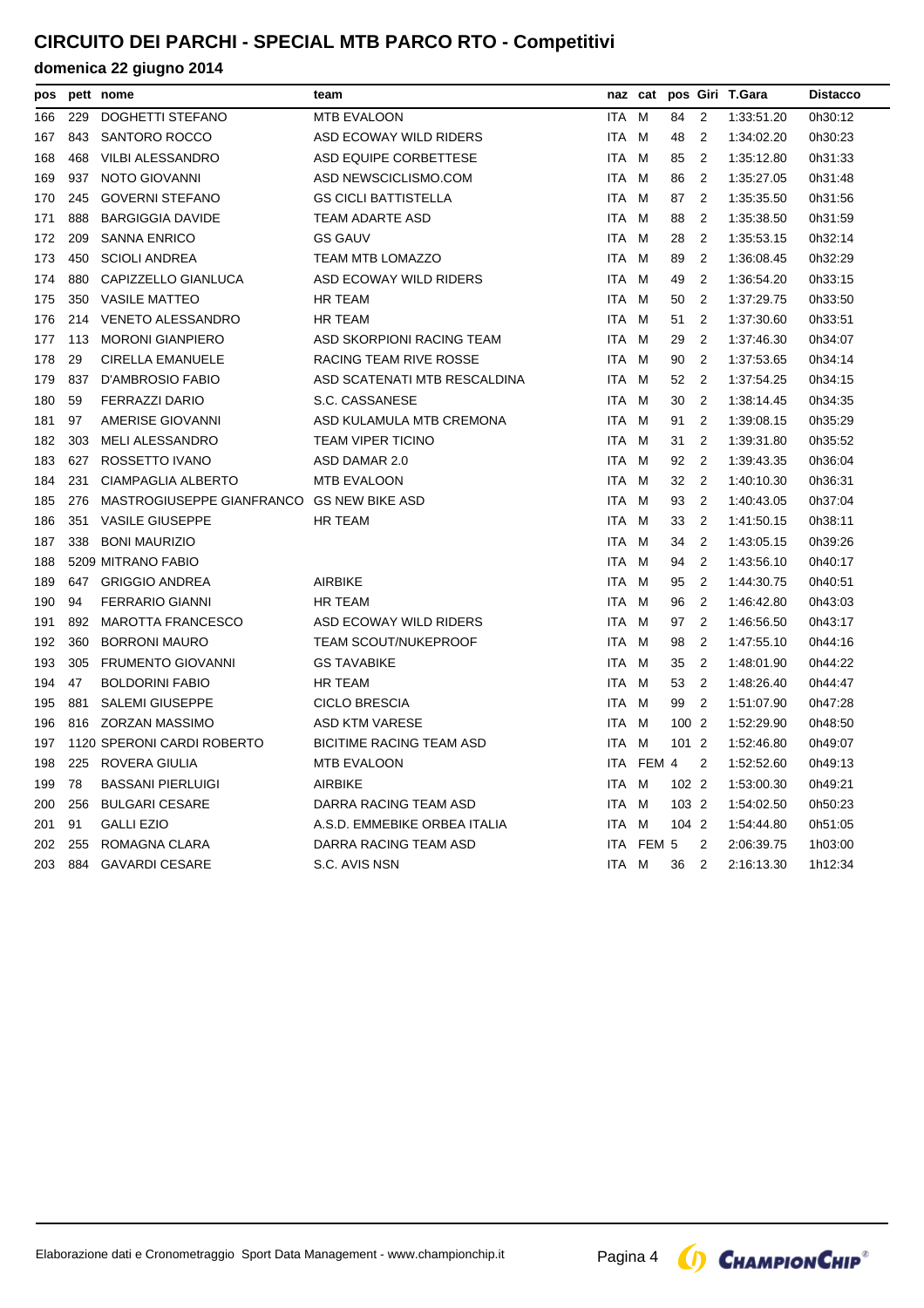# CIRCUITO DEI PARCHI - SPECIAL MTB PARCO RTO - Competitivi

## domenica 22 giugno 2014

| pos | pett | nome | team | naz | cat | pos | Giri | T.Gara | Distacco |
|---|---|---|---|---|---|---|---|---|---|
| 166 | 229 | DOGHETTI STEFANO | MTB EVALOON | ITA | M | 84 | 2 | 1:33:51.20 | 0h30:12 |
| 167 | 843 | SANTORO ROCCO | ASD ECOWAY WILD RIDERS | ITA | M | 48 | 2 | 1:34:02.20 | 0h30:23 |
| 168 | 468 | VILBI ALESSANDRO | ASD EQUIPE CORBETTESE | ITA | M | 85 | 2 | 1:35:12.80 | 0h31:33 |
| 169 | 937 | NOTO GIOVANNI | ASD NEWSCICLISMO.COM | ITA | M | 86 | 2 | 1:35:27.05 | 0h31:48 |
| 170 | 245 | GOVERNI STEFANO | GS CICLI BATTISTELLA | ITA | M | 87 | 2 | 1:35:35.50 | 0h31:56 |
| 171 | 888 | BARGIGGIA DAVIDE | TEAM ADARTE ASD | ITA | M | 88 | 2 | 1:35:38.50 | 0h31:59 |
| 172 | 209 | SANNA ENRICO | GS GAUV | ITA | M | 28 | 2 | 1:35:53.15 | 0h32:14 |
| 173 | 450 | SCIOLI ANDREA | TEAM MTB LOMAZZO | ITA | M | 89 | 2 | 1:36:08.45 | 0h32:29 |
| 174 | 880 | CAPIZZELLO GIANLUCA | ASD ECOWAY WILD RIDERS | ITA | M | 49 | 2 | 1:36:54.20 | 0h33:15 |
| 175 | 350 | VASILE MATTEO | HR TEAM | ITA | M | 50 | 2 | 1:37:29.75 | 0h33:50 |
| 176 | 214 | VENETO ALESSANDRO | HR TEAM | ITA | M | 51 | 2 | 1:37:30.60 | 0h33:51 |
| 177 | 113 | MORONI GIANPIERO | ASD SKORPIONI RACING TEAM | ITA | M | 29 | 2 | 1:37:46.30 | 0h34:07 |
| 178 | 29 | CIRELLA EMANUELE | RACING TEAM RIVE ROSSE | ITA | M | 90 | 2 | 1:37:53.65 | 0h34:14 |
| 179 | 837 | D'AMBROSIO FABIO | ASD SCATENATI MTB RESCALDINA | ITA | M | 52 | 2 | 1:37:54.25 | 0h34:15 |
| 180 | 59 | FERRAZZI DARIO | S.C. CASSANESE | ITA | M | 30 | 2 | 1:38:14.45 | 0h34:35 |
| 181 | 97 | AMERISE GIOVANNI | ASD KULAMULA MTB CREMONA | ITA | M | 91 | 2 | 1:39:08.15 | 0h35:29 |
| 182 | 303 | MELI ALESSANDRO | TEAM VIPER TICINO | ITA | M | 31 | 2 | 1:39:31.80 | 0h35:52 |
| 183 | 627 | ROSSETTO IVANO | ASD DAMAR 2.0 | ITA | M | 92 | 2 | 1:39:43.35 | 0h36:04 |
| 184 | 231 | CIAMPAGLIA ALBERTO | MTB EVALOON | ITA | M | 32 | 2 | 1:40:10.30 | 0h36:31 |
| 185 | 276 | MASTROGIUSEPPE GIANFRANCO | GS NEW BIKE ASD | ITA | M | 93 | 2 | 1:40:43.05 | 0h37:04 |
| 186 | 351 | VASILE GIUSEPPE | HR TEAM | ITA | M | 33 | 2 | 1:41:50.15 | 0h38:11 |
| 187 | 338 | BONI MAURIZIO | | ITA | M | 34 | 2 | 1:43:05.15 | 0h39:26 |
| 188 | 5209 | MITRANO FABIO | | ITA | M | 94 | 2 | 1:43:56.10 | 0h40:17 |
| 189 | 647 | GRIGGIO ANDREA | AIRBIKE | ITA | M | 95 | 2 | 1:44:30.75 | 0h40:51 |
| 190 | 94 | FERRARIO GIANNI | HR TEAM | ITA | M | 96 | 2 | 1:46:42.80 | 0h43:03 |
| 191 | 892 | MAROTTA FRANCESCO | ASD ECOWAY WILD RIDERS | ITA | M | 97 | 2 | 1:46:56.50 | 0h43:17 |
| 192 | 360 | BORRONI MAURO | TEAM SCOUT/NUKEPROOF | ITA | M | 98 | 2 | 1:47:55.10 | 0h44:16 |
| 193 | 305 | FRUMENTO GIOVANNI | GS TAVABIKE | ITA | M | 35 | 2 | 1:48:01.90 | 0h44:22 |
| 194 | 47 | BOLDORINI FABIO | HR TEAM | ITA | M | 53 | 2 | 1:48:26.40 | 0h44:47 |
| 195 | 881 | SALEMI GIUSEPPE | CICLO BRESCIA | ITA | M | 99 | 2 | 1:51:07.90 | 0h47:28 |
| 196 | 816 | ZORZAN MASSIMO | ASD KTM VARESE | ITA | M | 100 | 2 | 1:52:29.90 | 0h48:50 |
| 197 | 1120 | SPERONI CARDI ROBERTO | BICITIME RACING TEAM ASD | ITA | M | 101 | 2 | 1:52:46.80 | 0h49:07 |
| 198 | 225 | ROVERA GIULIA | MTB EVALOON | ITA | FEM | 4 | 2 | 1:52:52.60 | 0h49:13 |
| 199 | 78 | BASSANI PIERLUIGI | AIRBIKE | ITA | M | 102 | 2 | 1:53:00.30 | 0h49:21 |
| 200 | 256 | BULGARI CESARE | DARRA RACING TEAM ASD | ITA | M | 103 | 2 | 1:54:02.50 | 0h50:23 |
| 201 | 91 | GALLI EZIO | A.S.D. EMMEBIKE ORBEA ITALIA | ITA | M | 104 | 2 | 1:54:44.80 | 0h51:05 |
| 202 | 255 | ROMAGNA CLARA | DARRA RACING TEAM ASD | ITA | FEM | 5 | 2 | 2:06:39.75 | 1h03:00 |
| 203 | 884 | GAVARDI CESARE | S.C. AVIS NSN | ITA | M | 36 | 2 | 2:16:13.30 | 1h12:34 |

Elaborazione dati e Cronometraggio Sport Data Management - www.championchip.it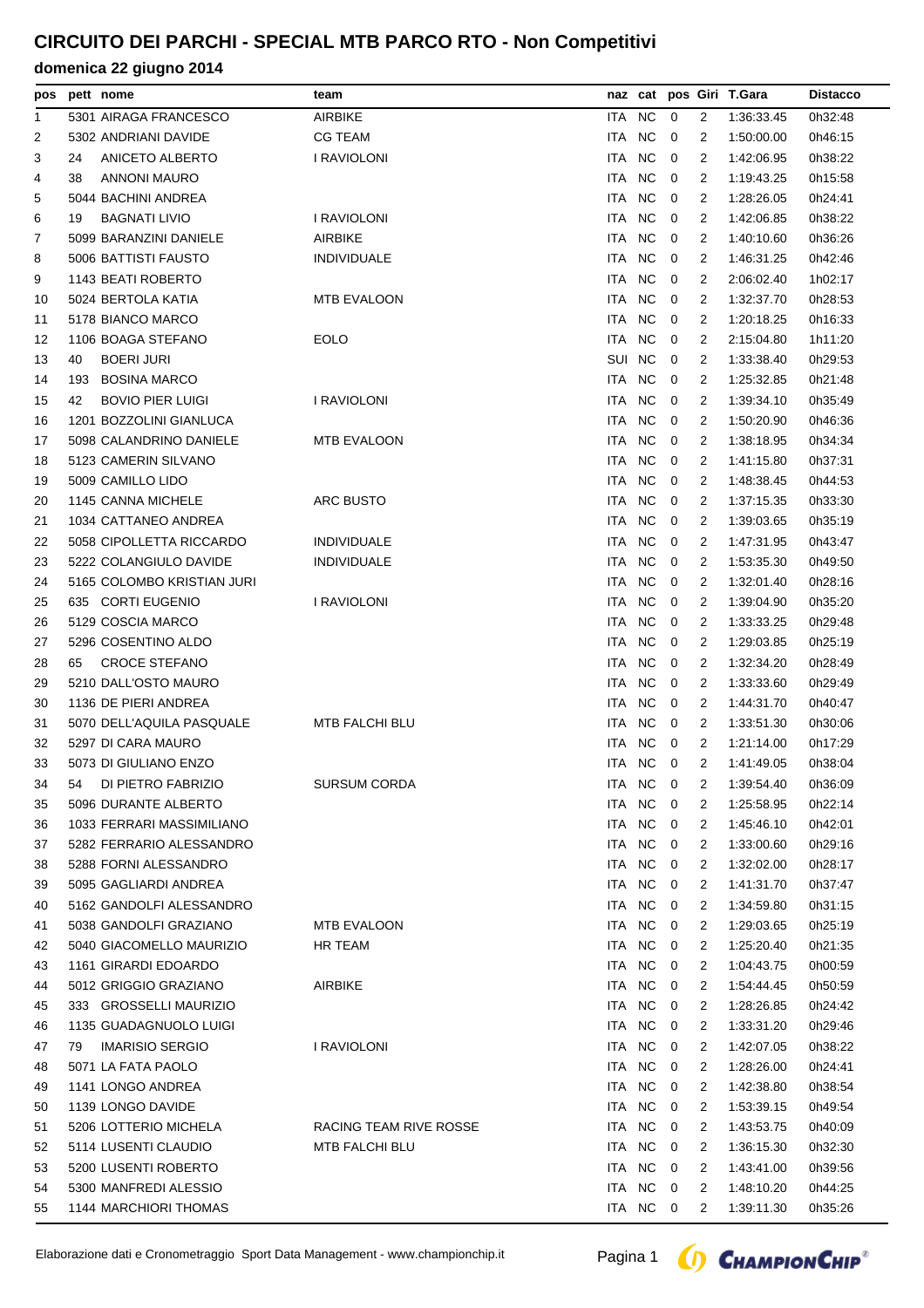# CIRCUITO DEI PARCHI - SPECIAL MTB PARCO RTO - Non Competitivi

## domenica 22 giugno 2014

| pos | pett | nome | team | naz | cat | pos | Giri | T.Gara | Distacco |
|---|---|---|---|---|---|---|---|---|---|
| 1 | 5301 | AIRAGA FRANCESCO | AIRBIKE | ITA | NC | 0 | 2 | 1:36:33.45 | 0h32:48 |
| 2 | 5302 | ANDRIANI DAVIDE | CG TEAM | ITA | NC | 0 | 2 | 1:50:00.00 | 0h46:15 |
| 3 | 24 | ANICETO ALBERTO | I RAVIOLONI | ITA | NC | 0 | 2 | 1:42:06.95 | 0h38:22 |
| 4 | 38 | ANNONI MAURO | | ITA | NC | 0 | 2 | 1:19:43.25 | 0h15:58 |
| 5 | 5044 | BACHINI ANDREA | | ITA | NC | 0 | 2 | 1:28:26.05 | 0h24:41 |
| 6 | 19 | BAGNATI LIVIO | I RAVIOLONI | ITA | NC | 0 | 2 | 1:42:06.85 | 0h38:22 |
| 7 | 5099 | BARANZINI DANIELE | AIRBIKE | ITA | NC | 0 | 2 | 1:40:10.60 | 0h36:26 |
| 8 | 5006 | BATTISTI FAUSTO | INDIVIDUALE | ITA | NC | 0 | 2 | 1:46:31.25 | 0h42:46 |
| 9 | 1143 | BEATI ROBERTO | | ITA | NC | 0 | 2 | 2:06:02.40 | 1h02:17 |
| 10 | 5024 | BERTOLA KATIA | MTB EVALOON | ITA | NC | 0 | 2 | 1:32:37.70 | 0h28:53 |
| 11 | 5178 | BIANCO MARCO | | ITA | NC | 0 | 2 | 1:20:18.25 | 0h16:33 |
| 12 | 1106 | BOAGA STEFANO | EOLO | ITA | NC | 0 | 2 | 2:15:04.80 | 1h11:20 |
| 13 | 40 | BOERI JURI | | SUI | NC | 0 | 2 | 1:33:38.40 | 0h29:53 |
| 14 | 193 | BOSINA MARCO | | ITA | NC | 0 | 2 | 1:25:32.85 | 0h21:48 |
| 15 | 42 | BOVIO PIER LUIGI | I RAVIOLONI | ITA | NC | 0 | 2 | 1:39:34.10 | 0h35:49 |
| 16 | 1201 | BOZZOLINI GIANLUCA | | ITA | NC | 0 | 2 | 1:50:20.90 | 0h46:36 |
| 17 | 5098 | CALANDRINO DANIELE | MTB EVALOON | ITA | NC | 0 | 2 | 1:38:18.95 | 0h34:34 |
| 18 | 5123 | CAMERIN SILVANO | | ITA | NC | 0 | 2 | 1:41:15.80 | 0h37:31 |
| 19 | 5009 | CAMILLO LIDO | | ITA | NC | 0 | 2 | 1:48:38.45 | 0h44:53 |
| 20 | 1145 | CANNA MICHELE | ARC BUSTO | ITA | NC | 0 | 2 | 1:37:15.35 | 0h33:30 |
| 21 | 1034 | CATTANEO ANDREA | | ITA | NC | 0 | 2 | 1:39:03.65 | 0h35:19 |
| 22 | 5058 | CIPOLLETTA RICCARDO | INDIVIDUALE | ITA | NC | 0 | 2 | 1:47:31.95 | 0h43:47 |
| 23 | 5222 | COLANGIULO DAVIDE | INDIVIDUALE | ITA | NC | 0 | 2 | 1:53:35.30 | 0h49:50 |
| 24 | 5165 | COLOMBO KRISTIAN JURI | | ITA | NC | 0 | 2 | 1:32:01.40 | 0h28:16 |
| 25 | 635 | CORTI EUGENIO | I RAVIOLONI | ITA | NC | 0 | 2 | 1:39:04.90 | 0h35:20 |
| 26 | 5129 | COSCIA MARCO | | ITA | NC | 0 | 2 | 1:33:33.25 | 0h29:48 |
| 27 | 5296 | COSENTINO ALDO | | ITA | NC | 0 | 2 | 1:29:03.85 | 0h25:19 |
| 28 | 65 | CROCE STEFANO | | ITA | NC | 0 | 2 | 1:32:34.20 | 0h28:49 |
| 29 | 5210 | DALL'OSTO MAURO | | ITA | NC | 0 | 2 | 1:33:33.60 | 0h29:49 |
| 30 | 1136 | DE PIERI ANDREA | | ITA | NC | 0 | 2 | 1:44:31.70 | 0h40:47 |
| 31 | 5070 | DELL'AQUILA PASQUALE | MTB FALCHI BLU | ITA | NC | 0 | 2 | 1:33:51.30 | 0h30:06 |
| 32 | 5297 | DI CARA MAURO | | ITA | NC | 0 | 2 | 1:21:14.00 | 0h17:29 |
| 33 | 5073 | DI GIULIANO ENZO | | ITA | NC | 0 | 2 | 1:41:49.05 | 0h38:04 |
| 34 | 54 | DI PIETRO FABRIZIO | SURSUM CORDA | ITA | NC | 0 | 2 | 1:39:54.40 | 0h36:09 |
| 35 | 5096 | DURANTE ALBERTO | | ITA | NC | 0 | 2 | 1:25:58.95 | 0h22:14 |
| 36 | 1033 | FERRARI MASSIMILIANO | | ITA | NC | 0 | 2 | 1:45:46.10 | 0h42:01 |
| 37 | 5282 | FERRARIO ALESSANDRO | | ITA | NC | 0 | 2 | 1:33:00.60 | 0h29:16 |
| 38 | 5288 | FORNI ALESSANDRO | | ITA | NC | 0 | 2 | 1:32:02.00 | 0h28:17 |
| 39 | 5095 | GAGLIARDI ANDREA | | ITA | NC | 0 | 2 | 1:41:31.70 | 0h37:47 |
| 40 | 5162 | GANDOLFI ALESSANDRO | | ITA | NC | 0 | 2 | 1:34:59.80 | 0h31:15 |
| 41 | 5038 | GANDOLFI GRAZIANO | MTB EVALOON | ITA | NC | 0 | 2 | 1:29:03.65 | 0h25:19 |
| 42 | 5040 | GIACOMELLO MAURIZIO | HR TEAM | ITA | NC | 0 | 2 | 1:25:20.40 | 0h21:35 |
| 43 | 1161 | GIRARDI EDOARDO | | ITA | NC | 0 | 2 | 1:04:43.75 | 0h00:59 |
| 44 | 5012 | GRIGGIO GRAZIANO | AIRBIKE | ITA | NC | 0 | 2 | 1:54:44.45 | 0h50:59 |
| 45 | 333 | GROSSELLI MAURIZIO | | ITA | NC | 0 | 2 | 1:28:26.85 | 0h24:42 |
| 46 | 1135 | GUADAGNUOLO LUIGI | | ITA | NC | 0 | 2 | 1:33:31.20 | 0h29:46 |
| 47 | 79 | IMARISIO SERGIO | I RAVIOLONI | ITA | NC | 0 | 2 | 1:42:07.05 | 0h38:22 |
| 48 | 5071 | LA FATA PAOLO | | ITA | NC | 0 | 2 | 1:28:26.00 | 0h24:41 |
| 49 | 1141 | LONGO ANDREA | | ITA | NC | 0 | 2 | 1:42:38.80 | 0h38:54 |
| 50 | 1139 | LONGO DAVIDE | | ITA | NC | 0 | 2 | 1:53:39.15 | 0h49:54 |
| 51 | 5206 | LOTTERIO MICHELA | RACING TEAM RIVE ROSSE | ITA | NC | 0 | 2 | 1:43:53.75 | 0h40:09 |
| 52 | 5114 | LUSENTI CLAUDIO | MTB FALCHI BLU | ITA | NC | 0 | 2 | 1:36:15.30 | 0h32:30 |
| 53 | 5200 | LUSENTI ROBERTO | | ITA | NC | 0 | 2 | 1:43:41.00 | 0h39:56 |
| 54 | 5300 | MANFREDI ALESSIO | | ITA | NC | 0 | 2 | 1:48:10.20 | 0h44:25 |
| 55 | 1144 | MARCHIORI THOMAS | | ITA | NC | 0 | 2 | 1:39:11.30 | 0h35:26 |

Elaborazione dati e Cronometraggio Sport Data Management - www.championchip.it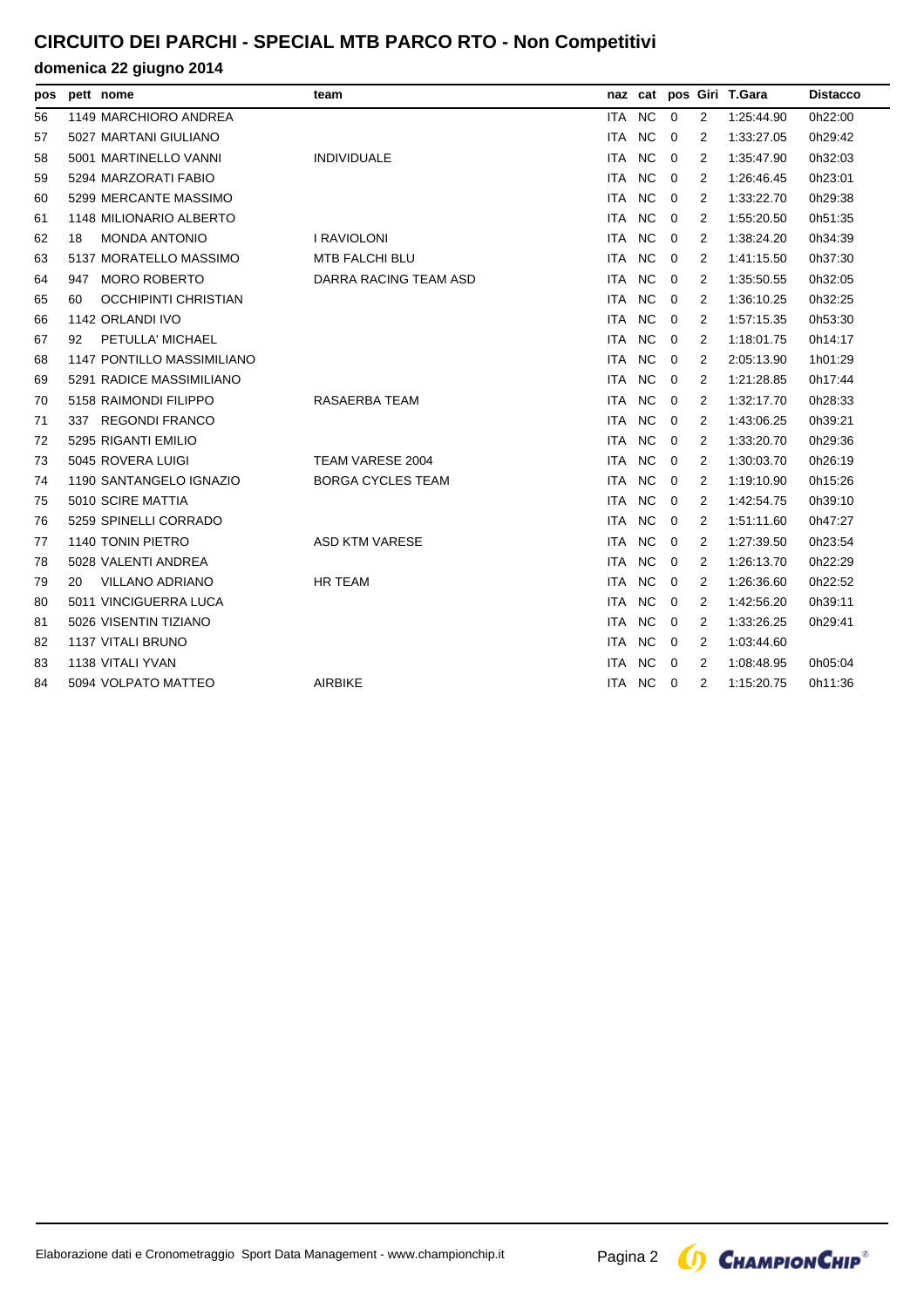# CIRCUITO DEI PARCHI - SPECIAL MTB PARCO RTO - Non Competitivi

## domenica 22 giugno 2014

| pos | pett | nome | team | naz | cat | pos | Giri | T.Gara | Distacco |
|---|---|---|---|---|---|---|---|---|---|
| 56 | 1149 | MARCHIORO ANDREA | | ITA | NC | 0 | 2 | 1:25:44.90 | 0h22:00 |
| 57 | 5027 | MARTANI GIULIANO | | ITA | NC | 0 | 2 | 1:33:27.05 | 0h29:42 |
| 58 | 5001 | MARTINELLO VANNI | INDIVIDUALE | ITA | NC | 0 | 2 | 1:35:47.90 | 0h32:03 |
| 59 | 5294 | MARZORATI FABIO | | ITA | NC | 0 | 2 | 1:26:46.45 | 0h23:01 |
| 60 | 5299 | MERCANTE MASSIMO | | ITA | NC | 0 | 2 | 1:33:22.70 | 0h29:38 |
| 61 | 1148 | MILIONARIO ALBERTO | | ITA | NC | 0 | 2 | 1:55:20.50 | 0h51:35 |
| 62 | 18 | MONDA ANTONIO | I RAVIOLONI | ITA | NC | 0 | 2 | 1:38:24.20 | 0h34:39 |
| 63 | 5137 | MORATELLO MASSIMO | MTB FALCHI BLU | ITA | NC | 0 | 2 | 1:41:15.50 | 0h37:30 |
| 64 | 947 | MORO ROBERTO | DARRA RACING TEAM ASD | ITA | NC | 0 | 2 | 1:35:50.55 | 0h32:05 |
| 65 | 60 | OCCHIPINTI CHRISTIAN | | ITA | NC | 0 | 2 | 1:36:10.25 | 0h32:25 |
| 66 | 1142 | ORLANDI IVO | | ITA | NC | 0 | 2 | 1:57:15.35 | 0h53:30 |
| 67 | 92 | PETULLA' MICHAEL | | ITA | NC | 0 | 2 | 1:18:01.75 | 0h14:17 |
| 68 | 1147 | PONTILLO MASSIMILIANO | | ITA | NC | 0 | 2 | 2:05:13.90 | 1h01:29 |
| 69 | 5291 | RADICE MASSIMILIANO | | ITA | NC | 0 | 2 | 1:21:28.85 | 0h17:44 |
| 70 | 5158 | RAIMONDI FILIPPO | RASAERBA TEAM | ITA | NC | 0 | 2 | 1:32:17.70 | 0h28:33 |
| 71 | 337 | REGONDI FRANCO | | ITA | NC | 0 | 2 | 1:43:06.25 | 0h39:21 |
| 72 | 5295 | RIGANTI EMILIO | | ITA | NC | 0 | 2 | 1:33:20.70 | 0h29:36 |
| 73 | 5045 | ROVERA LUIGI | TEAM VARESE 2004 | ITA | NC | 0 | 2 | 1:30:03.70 | 0h26:19 |
| 74 | 1190 | SANTANGELO IGNAZIO | BORGA CYCLES TEAM | ITA | NC | 0 | 2 | 1:19:10.90 | 0h15:26 |
| 75 | 5010 | SCIRE MATTIA | | ITA | NC | 0 | 2 | 1:42:54.75 | 0h39:10 |
| 76 | 5259 | SPINELLI CORRADO | | ITA | NC | 0 | 2 | 1:51:11.60 | 0h47:27 |
| 77 | 1140 | TONIN PIETRO | ASD KTM VARESE | ITA | NC | 0 | 2 | 1:27:39.50 | 0h23:54 |
| 78 | 5028 | VALENTI ANDREA | | ITA | NC | 0 | 2 | 1:26:13.70 | 0h22:29 |
| 79 | 20 | VILLANO ADRIANO | HR TEAM | ITA | NC | 0 | 2 | 1:26:36.60 | 0h22:52 |
| 80 | 5011 | VINCIGUERRA LUCA | | ITA | NC | 0 | 2 | 1:42:56.20 | 0h39:11 |
| 81 | 5026 | VISENTIN TIZIANO | | ITA | NC | 0 | 2 | 1:33:26.25 | 0h29:41 |
| 82 | 1137 | VITALI BRUNO | | ITA | NC | 0 | 2 | 1:03:44.60 | |
| 83 | 1138 | VITALI YVAN | | ITA | NC | 0 | 2 | 1:08:48.95 | 0h05:04 |
| 84 | 5094 | VOLPATO MATTEO | AIRBIKE | ITA | NC | 0 | 2 | 1:15:20.75 | 0h11:36 |

Elaborazione dati e Cronometraggio Sport Data Management - www.championchip.it